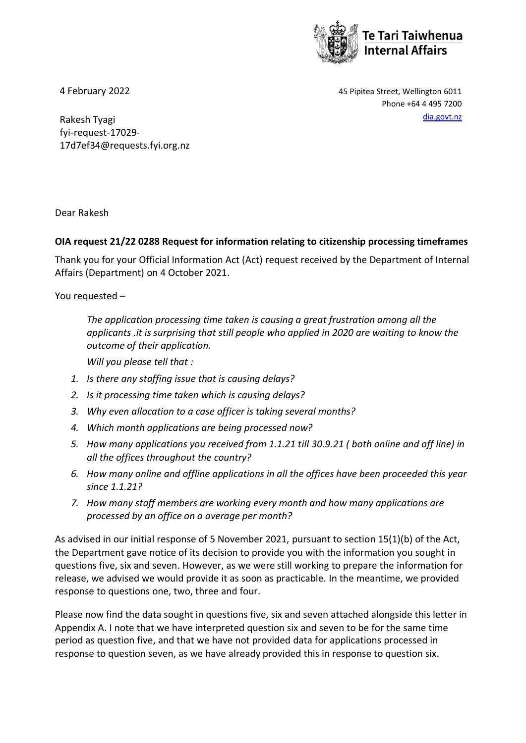Te Tari Taiwhenua
Internal Affairs

4 February 2022

45 Pipitea Street, Wellington 6011
Phone +64 4 495 7200
dia.govt.nz

Rakesh Tyagi
fyi-request-17029-17d7ef34@requests.fyi.org.nz

Dear Rakesh

**OIA request 21/22 0288 Request for information relating to citizenship processing timeframes**

Thank you for your Official Information Act (Act) request received by the Department of Internal Affairs (Department) on 4 October 2021.

You requested –

> *The application processing time taken is causing a great frustration among all the applicants .it is surprising that still people who applied in 2020 are waiting to know the outcome of their application.*
>
> *Will you please tell that :*

1. *Is there any staffing issue that is causing delays?*
2. *Is it processing time taken which is causing delays?*
3. *Why even allocation to a case officer is taking several months?*
4. *Which month applications are being processed now?*
5. *How many applications you received from 1.1.21 till 30.9.21 ( both online and off line) in all the offices throughout the country?*
6. *How many online and offline applications in all the offices have been proceeded this year since 1.1.21?*
7. *How many staff members are working every month and how many applications are processed by an office on a average per month?*

As advised in our initial response of 5 November 2021, pursuant to section 15(1)(b) of the Act, the Department gave notice of its decision to provide you with the information you sought in questions five, six and seven. However, as we were still working to prepare the information for release, we advised we would provide it as soon as practicable. In the meantime, we provided response to questions one, two, three and four.

Please now find the data sought in questions five, six and seven attached alongside this letter in Appendix A. I note that we have interpreted question six and seven to be for the same time period as question five, and that we have not provided data for applications processed in response to question seven, as we have already provided this in response to question six.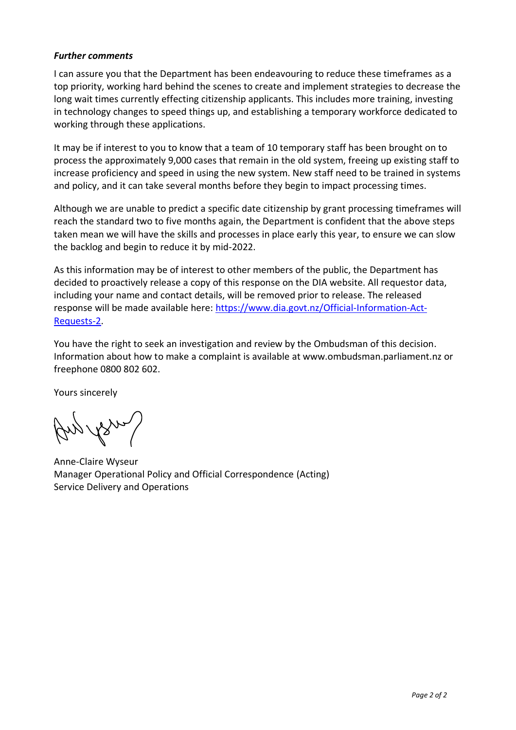***Further comments***

I can assure you that the Department has been endeavouring to reduce these timeframes as a top priority, working hard behind the scenes to create and implement strategies to decrease the long wait times currently effecting citizenship applicants. This includes more training, investing in technology changes to speed things up, and establishing a temporary workforce dedicated to working through these applications.

It may be if interest to you to know that a team of 10 temporary staff has been brought on to process the approximately 9,000 cases that remain in the old system, freeing up existing staff to increase proficiency and speed in using the new system. New staff need to be trained in systems and policy, and it can take several months before they begin to impact processing times.

Although we are unable to predict a specific date citizenship by grant processing timeframes will reach the standard two to five months again, the Department is confident that the above steps taken mean we will have the skills and processes in place early this year, to ensure we can slow the backlog and begin to reduce it by mid-2022.

As this information may be of interest to other members of the public, the Department has decided to proactively release a copy of this response on the DIA website. All requestor data, including your name and contact details, will be removed prior to release. The released response will be made available here: [https://www.dia.govt.nz/Official-Information-Act-Requests-2](https://www.dia.govt.nz/Official-Information-Act-Requests-2).

You have the right to seek an investigation and review by the Ombudsman of this decision. Information about how to make a complaint is available at www.ombudsman.parliament.nz or freephone 0800 802 602.

Yours sincerely

Anne-Claire Wyseur
Manager Operational Policy and Official Correspondence (Acting)
Service Delivery and Operations